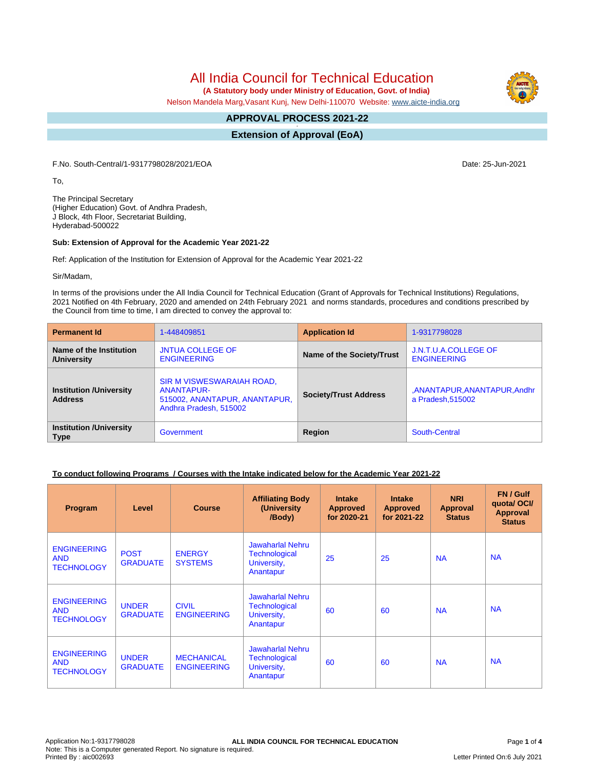# All India Council for Technical Education

**(A Statutory body under Ministry of Education, Govt. of India)**

Nelson Mandela Marg,Vasant Kunj, New Delhi-110070 Website: www.aicte-india.org

## APPROVAL PROCESS 2021-22

## Extension of Approval (EoA)

F.No. South-Central/1-9317798028/2021/EOA

Date: 25-Jun-2021

To,

The Principal Secretary
(Higher Education) Govt. of Andhra Pradesh,
J Block, 4th Floor, Secretariat Building,
Hyderabad-500022

**Sub: Extension of Approval for the Academic Year 2021-22**

Ref: Application of the Institution for Extension of Approval for the Academic Year 2021-22

Sir/Madam,

In terms of the provisions under the All India Council for Technical Education (Grant of Approvals for Technical Institutions) Regulations, 2021 Notified on 4th February, 2020 and amended on 24th February 2021 and norms standards, procedures and conditions prescribed by the Council from time to time, I am directed to convey the approval to:

| **Permanent Id** | 1-448409851 | **Application Id** | 1-9317798028 |
|---|---|---|---|
| **Name of the Institution /University** | JNTUA COLLEGE OF ENGINEERING | **Name of the Society/Trust** | J.N.T.U.A.COLLEGE OF ENGINEERING |
| **Institution /University Address** | SIR M VISWESWARAIAH ROAD, ANANTAPUR-515002, ANANTAPUR, ANANTAPUR, Andhra Pradesh, 515002 | **Society/Trust Address** | ,ANANTAPUR,ANANTAPUR,Andhra Pradesh,515002 |
| **Institution /University Type** | Government | **Region** | South-Central |

**To conduct following Programs / Courses with the Intake indicated below for the Academic Year 2021-22**

| Program | Level | Course | Affiliating Body (University /Body) | Intake Approved for 2020-21 | Intake Approved for 2021-22 | NRI Approval Status | FN / Gulf quota/ OCI/ Approval Status |
|---|---|---|---|---|---|---|---|
| ENGINEERING AND TECHNOLOGY | POST GRADUATE | ENERGY SYSTEMS | Jawaharlal Nehru Technological University, Anantapur | 25 | 25 | NA | NA |
| ENGINEERING AND TECHNOLOGY | UNDER GRADUATE | CIVIL ENGINEERING | Jawaharlal Nehru Technological University, Anantapur | 60 | 60 | NA | NA |
| ENGINEERING AND TECHNOLOGY | UNDER GRADUATE | MECHANICAL ENGINEERING | Jawaharlal Nehru Technological University, Anantapur | 60 | 60 | NA | NA |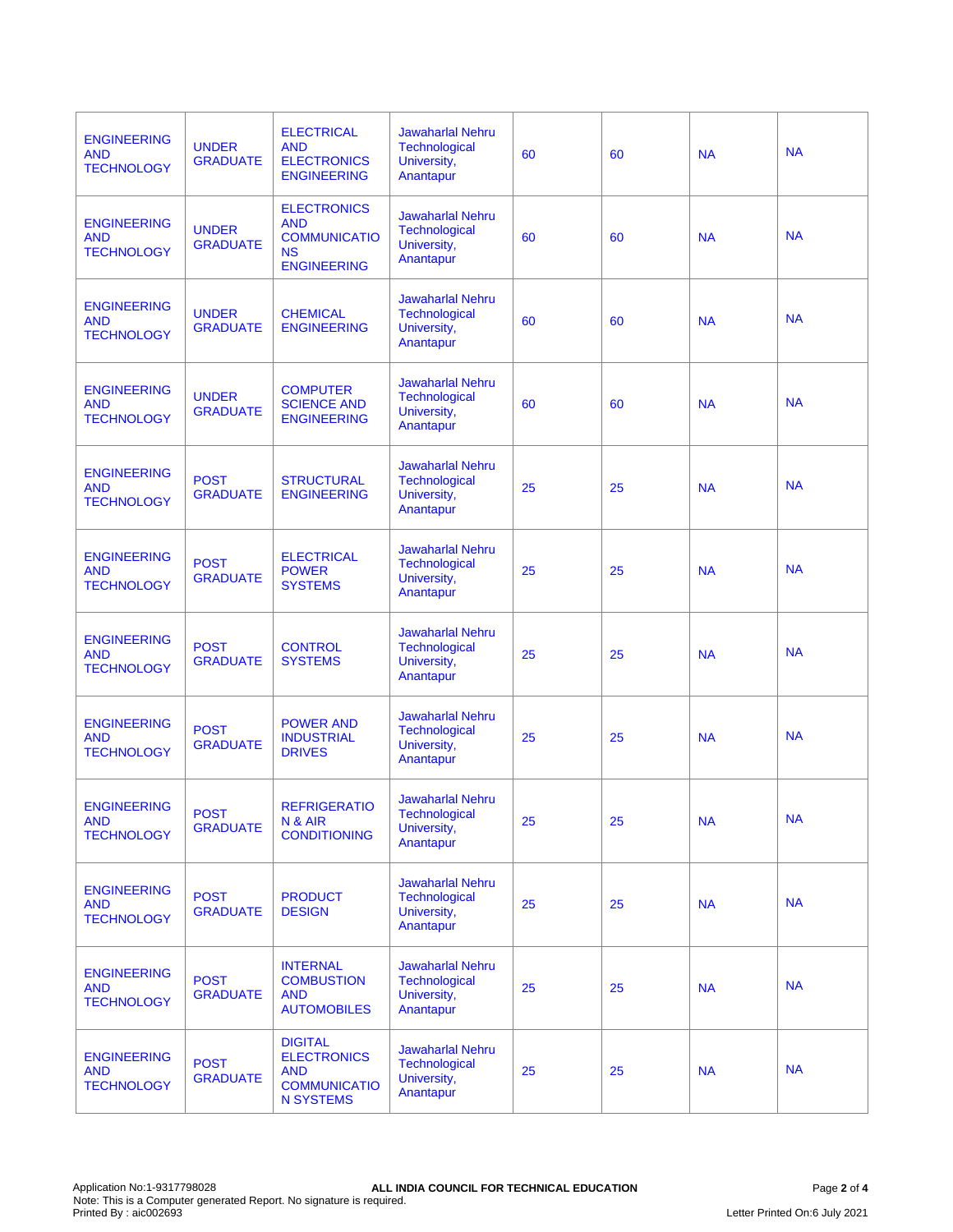| ENGINEERING AND TECHNOLOGY | UNDER GRADUATE | ELECTRICAL AND ELECTRONICS ENGINEERING | Jawaharlal Nehru Technological University, Anantapur | 60 | 60 | NA | NA |
|---|---|---|---|---|---|---|---|
| ENGINEERING AND TECHNOLOGY | UNDER GRADUATE | ELECTRONICS AND COMMUNICATIONS ENGINEERING | Jawaharlal Nehru Technological University, Anantapur | 60 | 60 | NA | NA |
| ENGINEERING AND TECHNOLOGY | UNDER GRADUATE | CHEMICAL ENGINEERING | Jawaharlal Nehru Technological University, Anantapur | 60 | 60 | NA | NA |
| ENGINEERING AND TECHNOLOGY | UNDER GRADUATE | COMPUTER SCIENCE AND ENGINEERING | Jawaharlal Nehru Technological University, Anantapur | 60 | 60 | NA | NA |
| ENGINEERING AND TECHNOLOGY | POST GRADUATE | STRUCTURAL ENGINEERING | Jawaharlal Nehru Technological University, Anantapur | 25 | 25 | NA | NA |
| ENGINEERING AND TECHNOLOGY | POST GRADUATE | ELECTRICAL POWER SYSTEMS | Jawaharlal Nehru Technological University, Anantapur | 25 | 25 | NA | NA |
| ENGINEERING AND TECHNOLOGY | POST GRADUATE | CONTROL SYSTEMS | Jawaharlal Nehru Technological University, Anantapur | 25 | 25 | NA | NA |
| ENGINEERING AND TECHNOLOGY | POST GRADUATE | POWER AND INDUSTRIAL DRIVES | Jawaharlal Nehru Technological University, Anantapur | 25 | 25 | NA | NA |
| ENGINEERING AND TECHNOLOGY | POST GRADUATE | REFRIGERATION & AIR CONDITIONING | Jawaharlal Nehru Technological University, Anantapur | 25 | 25 | NA | NA |
| ENGINEERING AND TECHNOLOGY | POST GRADUATE | PRODUCT DESIGN | Jawaharlal Nehru Technological University, Anantapur | 25 | 25 | NA | NA |
| ENGINEERING AND TECHNOLOGY | POST GRADUATE | INTERNAL COMBUSTION AND AUTOMOBILES | Jawaharlal Nehru Technological University, Anantapur | 25 | 25 | NA | NA |
| ENGINEERING AND TECHNOLOGY | POST GRADUATE | DIGITAL ELECTRONICS AND COMMUNICATION SYSTEMS | Jawaharlal Nehru Technological University, Anantapur | 25 | 25 | NA | NA |

Application No:1-9317798028
Note: This is a Computer generated Report. No signature is required.
Printed By : aic002693

**ALL INDIA COUNCIL FOR TECHNICAL EDUCATION**

Letter Printed On:6 July 2021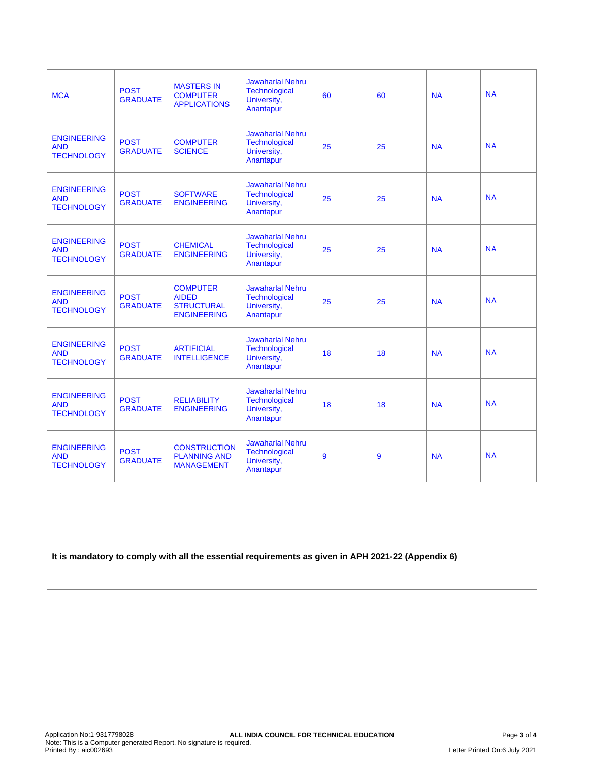| MCA | POST GRADUATE | MASTERS IN COMPUTER APPLICATIONS | Jawaharlal Nehru Technological University, Anantapur | 60 | 60 | NA | NA |
|---|---|---|---|---|---|---|---|
| ENGINEERING AND TECHNOLOGY | POST GRADUATE | COMPUTER SCIENCE | Jawaharlal Nehru Technological University, Anantapur | 25 | 25 | NA | NA |
| ENGINEERING AND TECHNOLOGY | POST GRADUATE | SOFTWARE ENGINEERING | Jawaharlal Nehru Technological University, Anantapur | 25 | 25 | NA | NA |
| ENGINEERING AND TECHNOLOGY | POST GRADUATE | CHEMICAL ENGINEERING | Jawaharlal Nehru Technological University, Anantapur | 25 | 25 | NA | NA |
| ENGINEERING AND TECHNOLOGY | POST GRADUATE | COMPUTER AIDED STRUCTURAL ENGINEERING | Jawaharlal Nehru Technological University, Anantapur | 25 | 25 | NA | NA |
| ENGINEERING AND TECHNOLOGY | POST GRADUATE | ARTIFICIAL INTELLIGENCE | Jawaharlal Nehru Technological University, Anantapur | 18 | 18 | NA | NA |
| ENGINEERING AND TECHNOLOGY | POST GRADUATE | RELIABILITY ENGINEERING | Jawaharlal Nehru Technological University, Anantapur | 18 | 18 | NA | NA |
| ENGINEERING AND TECHNOLOGY | POST GRADUATE | CONSTRUCTION PLANNING AND MANAGEMENT | Jawaharlal Nehru Technological University, Anantapur | 9 | 9 | NA | NA |

**It is mandatory to comply with all the essential requirements as given in APH 2021-22 (Appendix 6)**

---

Application No:1-9317798028 **ALL INDIA COUNCIL FOR TECHNICAL EDUCATION**
Note: This is a Computer generated Report. No signature is required.
Printed By : aic002693

Letter Printed On:6 July 2021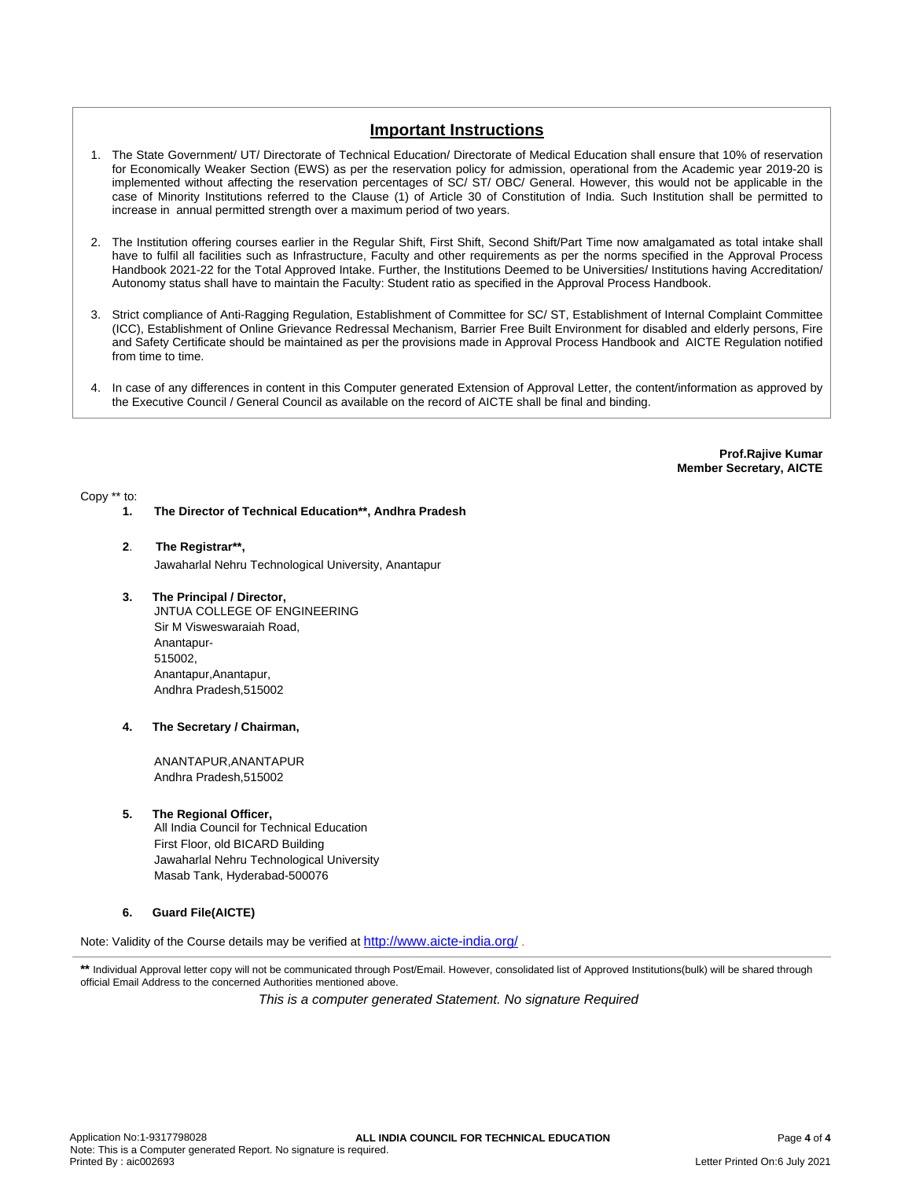## Important Instructions

1. The State Government/ UT/ Directorate of Technical Education/ Directorate of Medical Education shall ensure that 10% of reservation for Economically Weaker Section (EWS) as per the reservation policy for admission, operational from the Academic year 2019-20 is implemented without affecting the reservation percentages of SC/ ST/ OBC/ General. However, this would not be applicable in the case of Minority Institutions referred to the Clause (1) of Article 30 of Constitution of India. Such Institution shall be permitted to increase in annual permitted strength over a maximum period of two years.

2. The Institution offering courses earlier in the Regular Shift, First Shift, Second Shift/Part Time now amalgamated as total intake shall have to fulfil all facilities such as Infrastructure, Faculty and other requirements as per the norms specified in the Approval Process Handbook 2021-22 for the Total Approved Intake. Further, the Institutions Deemed to be Universities/ Institutions having Accreditation/ Autonomy status shall have to maintain the Faculty: Student ratio as specified in the Approval Process Handbook.

3. Strict compliance of Anti-Ragging Regulation, Establishment of Committee for SC/ ST, Establishment of Internal Complaint Committee (ICC), Establishment of Online Grievance Redressal Mechanism, Barrier Free Built Environment for disabled and elderly persons, Fire and Safety Certificate should be maintained as per the provisions made in Approval Process Handbook and AICTE Regulation notified from time to time.

4. In case of any differences in content in this Computer generated Extension of Approval Letter, the content/information as approved by the Executive Council / General Council as available on the record of AICTE shall be final and binding.

**Prof.Rajive Kumar**
**Member Secretary, AICTE**

Copy ** to:

1. **The Director of Technical Education**, Andhra Pradesh**

2. **The Registrar**,**
   Jawaharlal Nehru Technological University, Anantapur

3. **The Principal / Director,**
   JNTUA COLLEGE OF ENGINEERING
   Sir M Visweswaraiah Road,
   Anantapur-
   515002,
   Anantapur,Anantapur,
   Andhra Pradesh,515002

4. **The Secretary / Chairman,**

   ANANTAPUR,ANANTAPUR
   Andhra Pradesh,515002

5. **The Regional Officer,**
   All India Council for Technical Education
   First Floor, old BICARD Building
   Jawaharlal Nehru Technological University
   Masab Tank, Hyderabad-500076

6. **Guard File(AICTE)**

Note: Validity of the Course details may be verified at http://www.aicte-india.org/ .

** Individual Approval letter copy will not be communicated through Post/Email. However, consolidated list of Approved Institutions(bulk) will be shared through official Email Address to the concerned Authorities mentioned above.

*This is a computer generated Statement. No signature Required*

Application No:1-9317798028
Note: This is a Computer generated Report. No signature is required.
Printed By : aic002693
Letter Printed On:6 July 2021